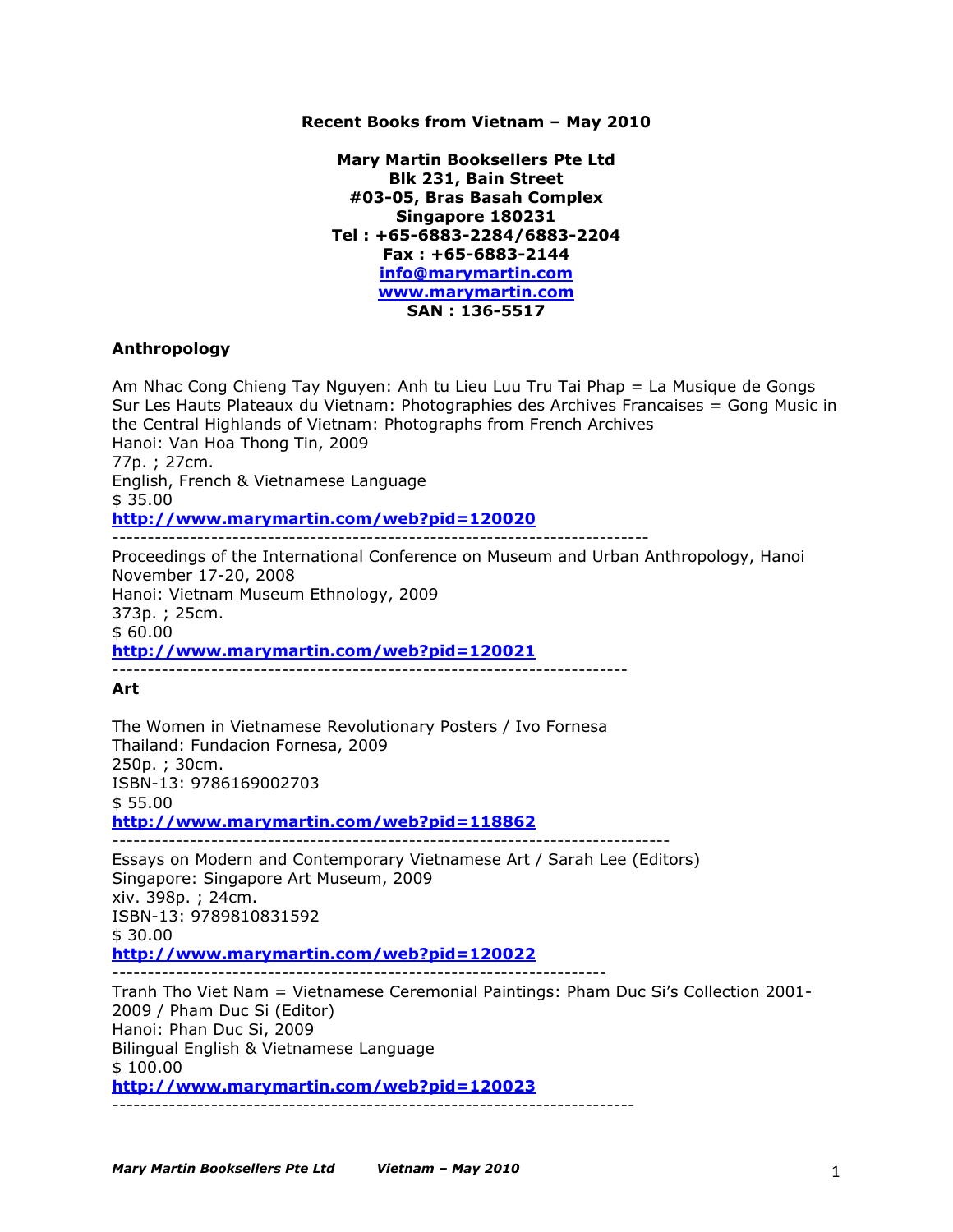**Recent Books from Vietnam – May 2010**

**Mary Martin Booksellers Pte Ltd**
**Blk 231, Bain Street**
**#03-05, Bras Basah Complex**
**Singapore 180231**
**Tel : +65-6883-2284/6883-2204**
**Fax : +65-6883-2144**
**info@marymartin.com**
**www.marymartin.com**
**SAN : 136-5517**

## Anthropology

Am Nhac Cong Chieng Tay Nguyen: Anh tu Lieu Luu Tru Tai Phap = La Musique de Gongs Sur Les Hauts Plateaux du Vietnam: Photographies des Archives Francaises = Gong Music in the Central Highlands of Vietnam: Photographs from French Archives
Hanoi: Van Hoa Thong Tin, 2009
77p. ; 27cm.
English, French & Vietnamese Language
$ 35.00
**http://www.marymartin.com/web?pid=120020**

---

Proceedings of the International Conference on Museum and Urban Anthropology, Hanoi November 17-20, 2008
Hanoi: Vietnam Museum Ethnology, 2009
373p. ; 25cm.
$ 60.00
**http://www.marymartin.com/web?pid=120021**

---

## Art

The Women in Vietnamese Revolutionary Posters / Ivo Fornesa
Thailand: Fundacion Fornesa, 2009
250p. ; 30cm.
ISBN-13: 9786169002703
$ 55.00
**http://www.marymartin.com/web?pid=118862**

---

Essays on Modern and Contemporary Vietnamese Art / Sarah Lee (Editors)
Singapore: Singapore Art Museum, 2009
xiv. 398p. ; 24cm.
ISBN-13: 9789810831592
$ 30.00
**http://www.marymartin.com/web?pid=120022**

---

Tranh Tho Viet Nam = Vietnamese Ceremonial Paintings: Pham Duc Si's Collection 2001-2009 / Pham Duc Si (Editor)
Hanoi: Phan Duc Si, 2009
Bilingual English & Vietnamese Language
$ 100.00
**http://www.marymartin.com/web?pid=120023**

---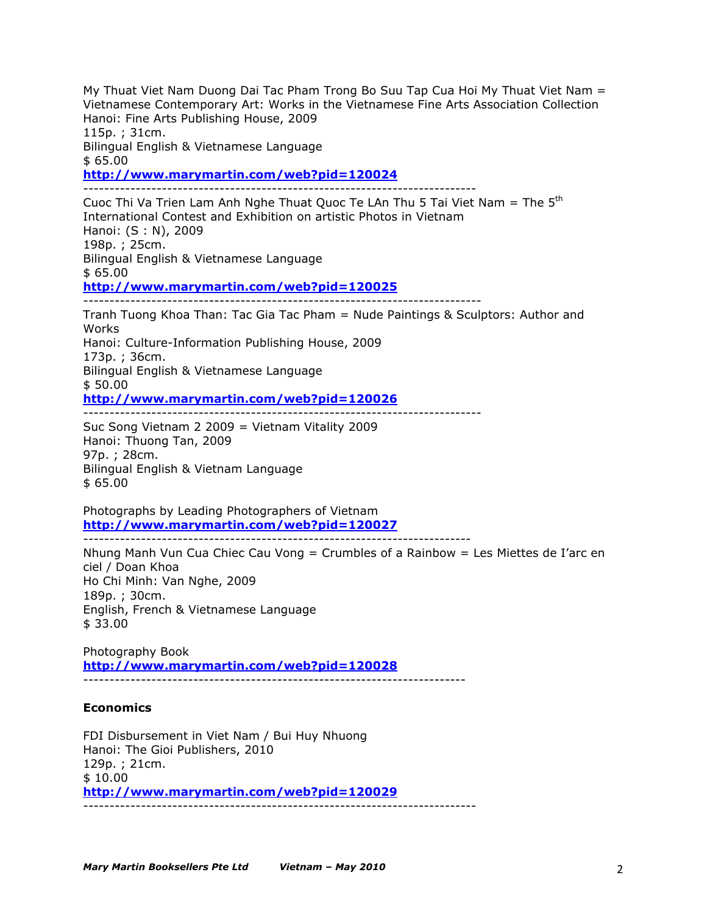My Thuat Viet Nam Duong Dai Tac Pham Trong Bo Suu Tap Cua Hoi My Thuat Viet Nam = Vietnamese Contemporary Art: Works in the Vietnamese Fine Arts Association Collection
Hanoi: Fine Arts Publishing House, 2009
115p. ; 31cm.
Bilingual English & Vietnamese Language
$ 65.00
**http://www.marymartin.com/web?pid=120024**

---

Cuoc Thi Va Trien Lam Anh Nghe Thuat Quoc Te LAn Thu 5 Tai Viet Nam = The 5th International Contest and Exhibition on artistic Photos in Vietnam
Hanoi: (S : N), 2009
198p. ; 25cm.
Bilingual English & Vietnamese Language
$ 65.00
**http://www.marymartin.com/web?pid=120025**

---

Tranh Tuong Khoa Than: Tac Gia Tac Pham = Nude Paintings & Sculptors: Author and Works
Hanoi: Culture-Information Publishing House, 2009
173p. ; 36cm.
Bilingual English & Vietnamese Language
$ 50.00
**http://www.marymartin.com/web?pid=120026**

---

Suc Song Vietnam 2 2009 = Vietnam Vitality 2009
Hanoi: Thuong Tan, 2009
97p. ; 28cm.
Bilingual English & Vietnam Language
$ 65.00

Photographs by Leading Photographers of Vietnam
**http://www.marymartin.com/web?pid=120027**

---

Nhung Manh Vun Cua Chiec Cau Vong = Crumbles of a Rainbow = Les Miettes de I'arc en ciel / Doan Khoa
Ho Chi Minh: Van Nghe, 2009
189p. ; 30cm.
English, French & Vietnamese Language
$ 33.00

Photography Book
**http://www.marymartin.com/web?pid=120028**

---

**Economics**

FDI Disbursement in Viet Nam / Bui Huy Nhuong
Hanoi: The Gioi Publishers, 2010
129p. ; 21cm.
$ 10.00
**http://www.marymartin.com/web?pid=120029**

---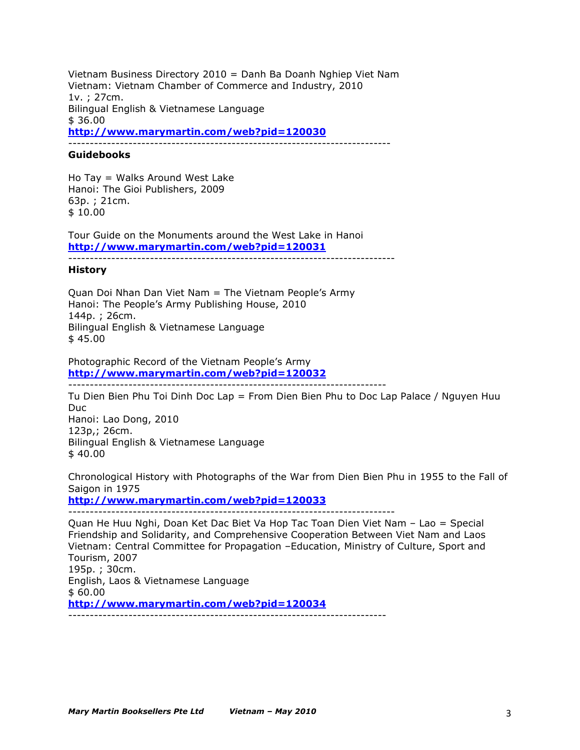Vietnam Business Directory 2010 = Danh Ba Doanh Nghiep Viet Nam
Vietnam: Vietnam Chamber of Commerce and Industry, 2010
1v. ; 27cm.
Bilingual English & Vietnamese Language
$ 36.00
**http://www.marymartin.com/web?pid=120030**

---

**Guidebooks**

Ho Tay = Walks Around West Lake
Hanoi: The Gioi Publishers, 2009
63p. ; 21cm.
$ 10.00

Tour Guide on the Monuments around the West Lake in Hanoi
**http://www.marymartin.com/web?pid=120031**

---

**History**

Quan Doi Nhan Dan Viet Nam = The Vietnam People's Army
Hanoi: The People's Army Publishing House, 2010
144p. ; 26cm.
Bilingual English & Vietnamese Language
$ 45.00

Photographic Record of the Vietnam People's Army
**http://www.marymartin.com/web?pid=120032**

---

Tu Dien Bien Phu Toi Dinh Doc Lap = From Dien Bien Phu to Doc Lap Palace / Nguyen Huu Duc
Hanoi: Lao Dong, 2010
123p,; 26cm.
Bilingual English & Vietnamese Language
$ 40.00

Chronological History with Photographs of the War from Dien Bien Phu in 1955 to the Fall of Saigon in 1975
**http://www.marymartin.com/web?pid=120033**

---

Quan He Huu Nghi, Doan Ket Dac Biet Va Hop Tac Toan Dien Viet Nam – Lao = Special Friendship and Solidarity, and Comprehensive Cooperation Between Viet Nam and Laos
Vietnam: Central Committee for Propagation –Education, Ministry of Culture, Sport and Tourism, 2007
195p. ; 30cm.
English, Laos & Vietnamese Language
$ 60.00
**http://www.marymartin.com/web?pid=120034**

---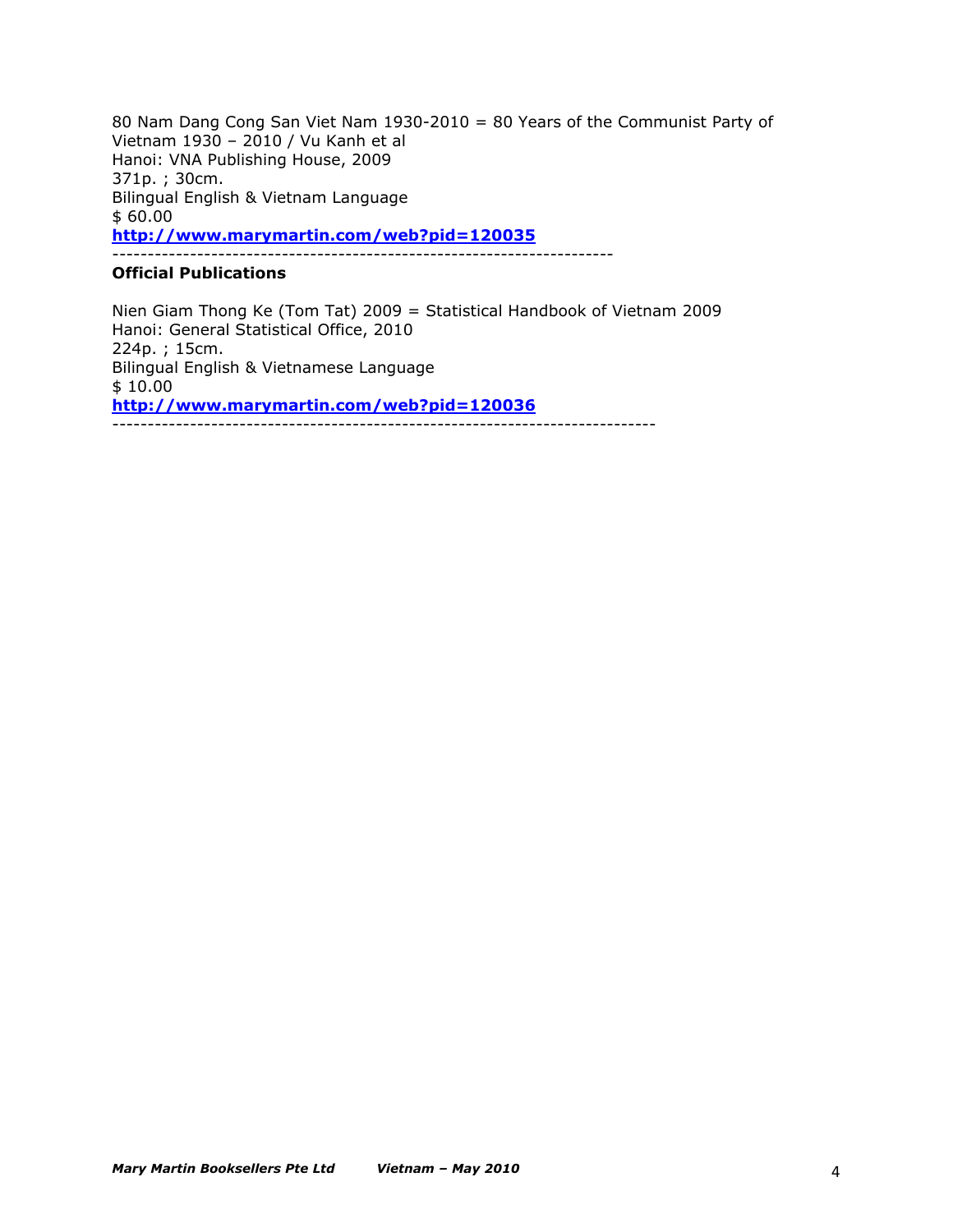80 Nam Dang Cong San Viet Nam 1930-2010 = 80 Years of the Communist Party of Vietnam 1930 – 2010 / Vu Kanh et al
Hanoi: VNA Publishing House, 2009
371p. ; 30cm.
Bilingual English & Vietnam Language
$ 60.00
**http://www.marymartin.com/web?pid=120035**
---------------------------------------------------------------------

**Official Publications**

Nien Giam Thong Ke (Tom Tat) 2009 = Statistical Handbook of Vietnam 2009
Hanoi: General Statistical Office, 2010
224p. ; 15cm.
Bilingual English & Vietnamese Language
$ 10.00
**http://www.marymartin.com/web?pid=120036**
---------------------------------------------------------------------------